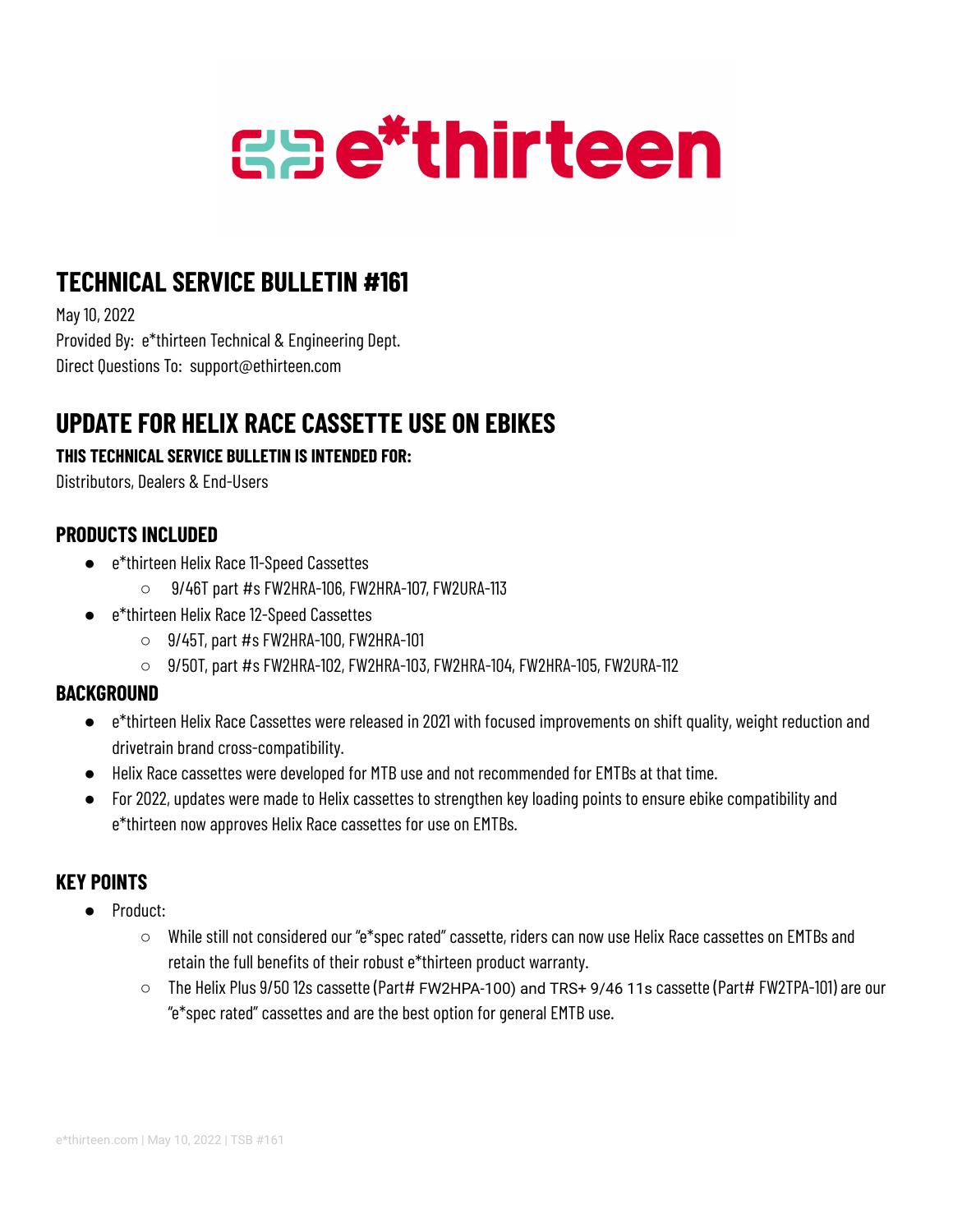# e*thirteen

## TECHNICAL SERVICE BULLETIN #161

May 10, 2022
Provided By: e*thirteen Technical & Engineering Dept.
Direct Questions To: support@ethirteen.com

## UPDATE FOR HELIX RACE CASSETTE USE ON EBIKES

**THIS TECHNICAL SERVICE BULLETIN IS INTENDED FOR:**

Distributors, Dealers & End-Users

### PRODUCTS INCLUDED

- e*thirteen Helix Race 11-Speed Cassettes
  - 9/46T part #s FW2HRA-106, FW2HRA-107, FW2URA-113
- e*thirteen Helix Race 12-Speed Cassettes
  - 9/45T, part #s FW2HRA-100, FW2HRA-101
  - 9/50T, part #s FW2HRA-102, FW2HRA-103, FW2HRA-104, FW2HRA-105, FW2URA-112

### BACKGROUND

- e*thirteen Helix Race Cassettes were released in 2021 with focused improvements on shift quality, weight reduction and drivetrain brand cross-compatibility.
- Helix Race cassettes were developed for MTB use and not recommended for EMTBs at that time.
- For 2022, updates were made to Helix cassettes to strengthen key loading points to ensure ebike compatibility and e*thirteen now approves Helix Race cassettes for use on EMTBs.

### KEY POINTS

- Product:
  - While still not considered our "e*spec rated" cassette, riders can now use Helix Race cassettes on EMTBs and retain the full benefits of their robust e*thirteen product warranty.
  - The Helix Plus 9/50 12s cassette (Part# FW2HPA-100) and TRS+ 9/46 11s cassette (Part# FW2TPA-101) are our "e*spec rated" cassettes and are the best option for general EMTB use.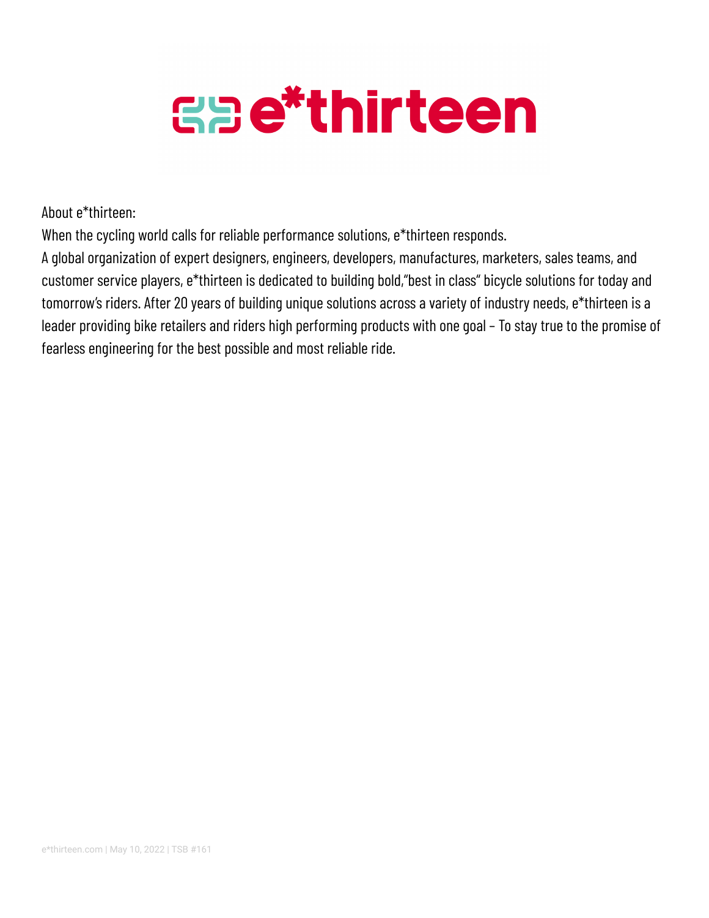About e*thirteen:

When the cycling world calls for reliable performance solutions, e*thirteen responds.

A global organization of expert designers, engineers, developers, manufactures, marketers, sales teams, and customer service players, e*thirteen is dedicated to building bold,"best in class" bicycle solutions for today and tomorrow's riders. After 20 years of building unique solutions across a variety of industry needs, e*thirteen is a leader providing bike retailers and riders high performing products with one goal – To stay true to the promise of fearless engineering for the best possible and most reliable ride.